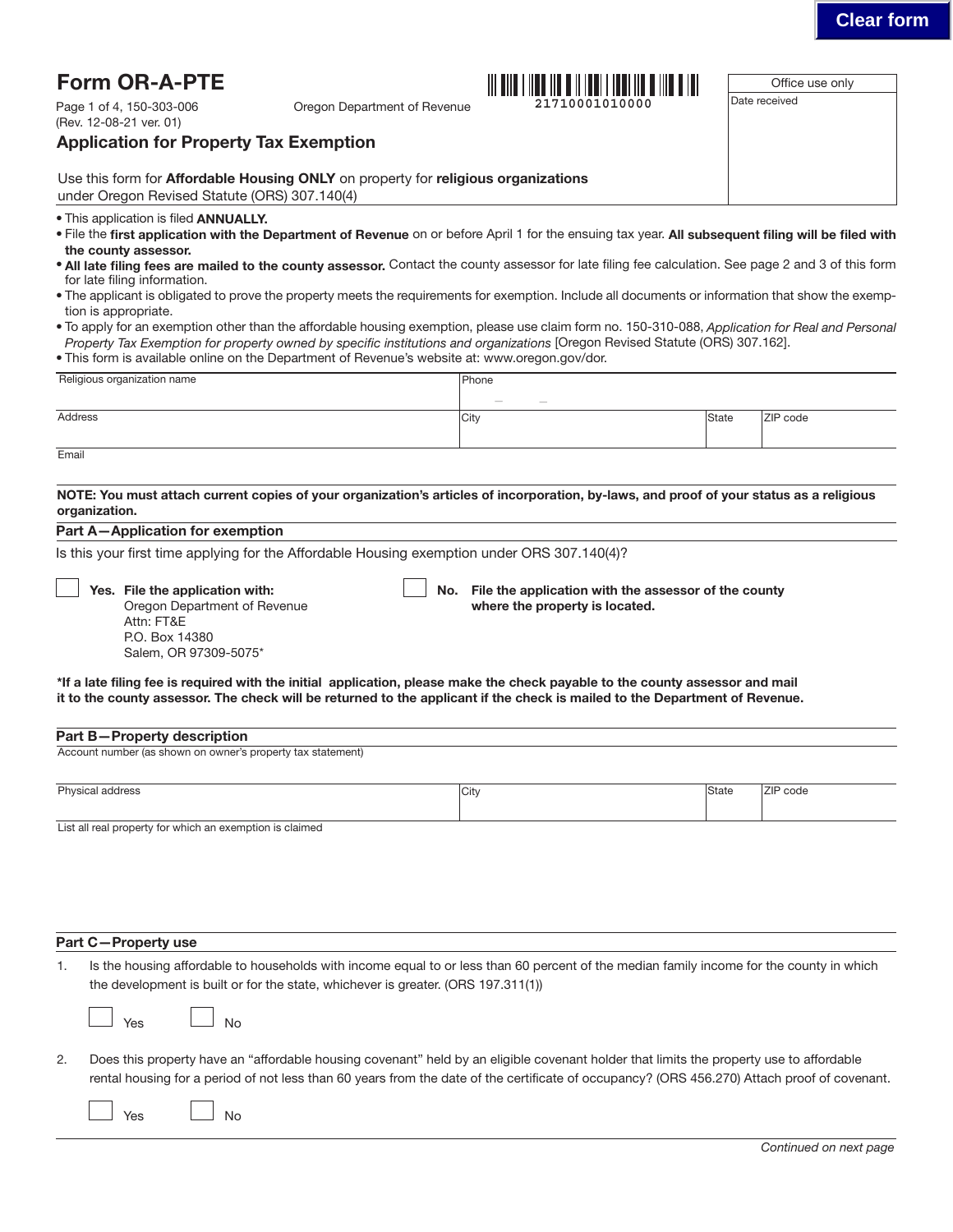# Form OR-A-PTE

150-303-006
(Rev. 12-08-21 ver. 01)

Oregon Department of Revenue

21710001010000

| Office use only |
|---|
| Date received |

## Application for Property Tax Exemption

Use this form for **Affordable Housing ONLY** on property for **religious organizations** under Oregon Revised Statute (ORS) 307.140(4)

- This application is filed **ANNUALLY.**
- File the **first application with the Department of Revenue** on or before April 1 for the ensuing tax year. **All subsequent filing will be filed with the county assessor.**
- **All late filing fees are mailed to the county assessor.** Contact the county assessor for late filing fee calculation. See page 2 and 3 of this form for late filing information.
- The applicant is obligated to prove the property meets the requirements for exemption. Include all documents or information that show the exemption is appropriate.
- To apply for an exemption other than the affordable housing exemption, please use claim form no. 150-310-088, *Application for Real and Personal Property Tax Exemption for property owned by specific institutions and organizations* [Oregon Revised Statute (ORS) 307.162].
- This form is available online on the Department of Revenue's website at: www.oregon.gov/dor.

| Religious organization name | | | Phone |
|---|---|---|---|
| Address | City | State | ZIP code |
| Email | | | |

**NOTE: You must attach current copies of your organization's articles of incorporation, by-laws, and proof of your status as a religious organization.**

### Part A—Application for exemption

Is this your first time applying for the Affordable Housing exemption under ORS 307.140(4)?

☐ **Yes. File the application with:**
Oregon Department of Revenue
Attn: FT&E
P.O. Box 14380
Salem, OR 97309-5075*

☐ **No. File the application with the assessor of the county where the property is located.**

***If a late filing fee is required with the initial application, please make the check payable to the county assessor and mail it to the county assessor. The check will be returned to the applicant if the check is mailed to the Department of Revenue.**

### Part B—Property description

| Account number (as shown on owner's property tax statement) | | | |
|---|---|---|---|
| Physical address | City | State | ZIP code |

List all real property for which an exemption is claimed

### Part C—Property use

1. Is the housing affordable to households with income equal to or less than 60 percent of the median family income for the county in which the development is built or for the state, whichever is greater. (ORS 197.311(1))

   ☐ Yes ☐ No

2. Does this property have an "affordable housing covenant" held by an eligible covenant holder that limits the property use to affordable rental housing for a period of not less than 60 years from the date of the certificate of occupancy? (ORS 456.270) Attach proof of covenant.

   ☐ Yes ☐ No

*Continued on next page*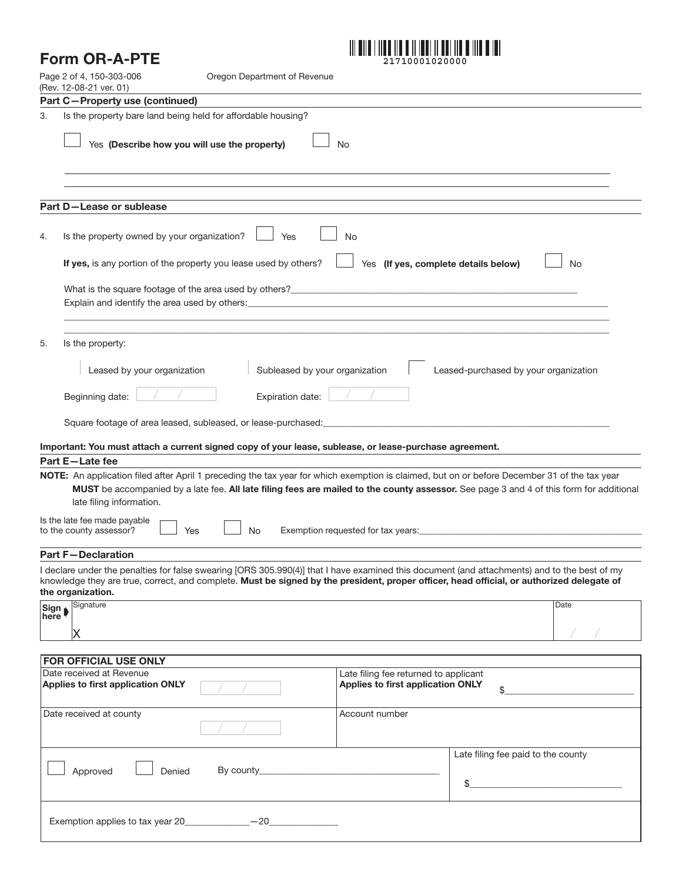# Form OR-A-PTE

150-303-006 (Rev. 12-08-21 ver. 01)

Oregon Department of Revenue

## Part C—Property use (continued)

3. Is the property bare land being held for affordable housing?

☐ Yes **(Describe how you will use the property)** ☐ No

\_\_\_\_\_\_\_\_\_\_\_\_\_\_\_\_\_\_\_\_\_\_\_\_\_\_\_\_\_\_\_\_\_\_\_\_\_\_\_\_\_\_\_\_\_\_\_\_\_\_\_\_\_\_\_\_\_\_\_\_

\_\_\_\_\_\_\_\_\_\_\_\_\_\_\_\_\_\_\_\_\_\_\_\_\_\_\_\_\_\_\_\_\_\_\_\_\_\_\_\_\_\_\_\_\_\_\_\_\_\_\_\_\_\_\_\_\_\_\_\_

## Part D—Lease or sublease

4. Is the property owned by your organization? ☐ Yes ☐ No

**If yes,** is any portion of the property you lease used by others? ☐ Yes **(If yes, complete details below)** ☐ No

What is the square footage of the area used by others?\_\_\_\_\_\_\_\_\_\_\_\_\_\_\_\_\_\_\_\_\_\_\_\_\_\_\_\_\_\_\_\_

Explain and identify the area used by others:\_\_\_\_\_\_\_\_\_\_\_\_\_\_\_\_\_\_\_\_\_\_\_\_\_\_\_\_\_\_\_\_\_\_\_\_\_\_\_\_

\_\_\_\_\_\_\_\_\_\_\_\_\_\_\_\_\_\_\_\_\_\_\_\_\_\_\_\_\_\_\_\_\_\_\_\_\_\_\_\_\_\_\_\_\_\_\_\_\_\_\_\_\_\_\_\_\_\_\_\_

5. Is the property:

☐ Leased by your organization ☐ Subleased by your organization ☐ Leased-purchased by your organization

Beginning date: \_\_/\_\_/\_\_ Expiration date: \_\_/\_\_/\_\_

Square footage of area leased, subleased, or lease-purchased:\_\_\_\_\_\_\_\_\_\_\_\_\_\_\_\_\_\_\_\_\_\_\_\_\_\_\_\_\_\_\_\_

**Important: You must attach a current signed copy of your lease, sublease, or lease-purchase agreement.**

## Part E—Late fee

**NOTE:** An application filed after April 1 preceding the tax year for which exemption is claimed, but on or before December 31 of the tax year **MUST** be accompanied by a late fee. **All late filing fees are mailed to the county assessor.** See page 3 and 4 of this form for additional late filing information.

Is the late fee made payable to the county assessor? ☐ Yes ☐ No Exemption requested for tax years:\_\_\_\_\_\_\_\_\_\_\_\_\_\_\_\_\_\_\_\_\_\_\_\_\_\_\_\_

## Part F—Declaration

I declare under the penalties for false swearing [ORS 305.990(4)] that I have examined this document (and attachments) and to the best of my knowledge they are true, correct, and complete. **Must be signed by the president, proper officer, head official, or authorized delegate of the organization.**

| Sign here | Signature | Date |
|---|---|---|
| | X | \_\_/\_\_/\_\_ |

| FOR OFFICIAL USE ONLY | | |
|---|---|---|
| Date received at Revenue **Applies to first application ONLY** \_\_/\_\_/\_\_ | Late filing fee returned to applicant **Applies to first application ONLY** $\_\_\_\_\_\_\_\_ | |
| Date received at county \_\_/\_\_/\_\_ | Account number | |
| ☐ Approved ☐ Denied By county\_\_\_\_\_\_\_\_\_\_\_\_ | | Late filing fee paid to the county $\_\_\_\_\_\_\_\_ |
| Exemption applies to tax year 20\_\_\_\_\_\_—20\_\_\_\_\_\_ | | |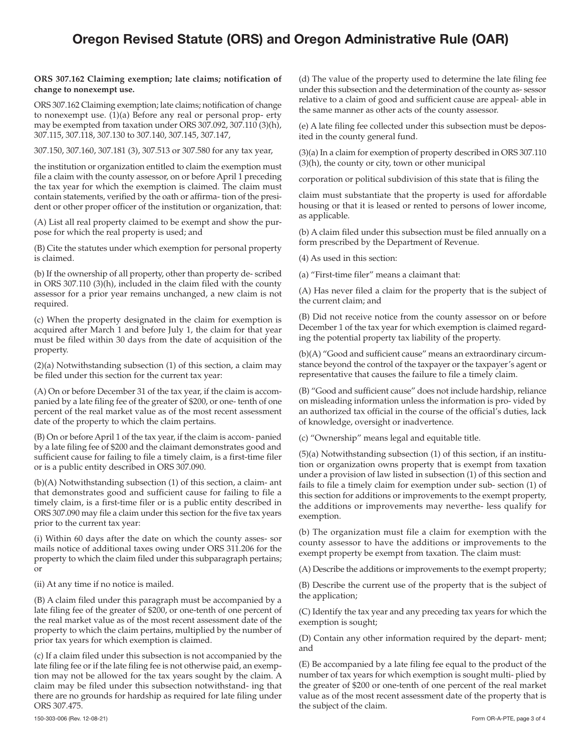# Oregon Revised Statute (ORS) and Oregon Administrative Rule (OAR)

**ORS 307.162 Claiming exemption; late claims; notification of change to nonexempt use.**

ORS 307.162 Claiming exemption; late claims; notification of change to nonexempt use. (1)(a) Before any real or personal property may be exempted from taxation under ORS 307.092, 307.110 (3)(h), 307.115, 307.118, 307.130 to 307.140, 307.145, 307.147,

307.150, 307.160, 307.181 (3), 307.513 or 307.580 for any tax year,

the institution or organization entitled to claim the exemption must file a claim with the county assessor, on or before April 1 preceding the tax year for which the exemption is claimed. The claim must contain statements, verified by the oath or affirmation of the president or other proper officer of the institution or organization, that:

(A) List all real property claimed to be exempt and show the purpose for which the real property is used; and

(B) Cite the statutes under which exemption for personal property is claimed.

(b) If the ownership of all property, other than property described in ORS 307.110 (3)(h), included in the claim filed with the county assessor for a prior year remains unchanged, a new claim is not required.

(c) When the property designated in the claim for exemption is acquired after March 1 and before July 1, the claim for that year must be filed within 30 days from the date of acquisition of the property.

(2)(a) Notwithstanding subsection (1) of this section, a claim may be filed under this section for the current tax year:

(A) On or before December 31 of the tax year, if the claim is accompanied by a late filing fee of the greater of $200, or one-tenth of one percent of the real market value as of the most recent assessment date of the property to which the claim pertains.

(B) On or before April 1 of the tax year, if the claim is accompanied by a late filing fee of $200 and the claimant demonstrates good and sufficient cause for failing to file a timely claim, is a first-time filer or is a public entity described in ORS 307.090.

(b)(A) Notwithstanding subsection (1) of this section, a claimant that demonstrates good and sufficient cause for failing to file a timely claim, is a first-time filer or is a public entity described in ORS 307.090 may file a claim under this section for the five tax years prior to the current tax year:

(i) Within 60 days after the date on which the county assessor mails notice of additional taxes owing under ORS 311.206 for the property to which the claim filed under this subparagraph pertains; or

(ii) At any time if no notice is mailed.

(B) A claim filed under this paragraph must be accompanied by a late filing fee of the greater of $200, or one-tenth of one percent of the real market value as of the most recent assessment date of the property to which the claim pertains, multiplied by the number of prior tax years for which exemption is claimed.

(c) If a claim filed under this subsection is not accompanied by the late filing fee or if the late filing fee is not otherwise paid, an exemption may not be allowed for the tax years sought by the claim. A claim may be filed under this subsection notwithstanding that there are no grounds for hardship as required for late filing under ORS 307.475.

(d) The value of the property used to determine the late filing fee under this subsection and the determination of the county assessor relative to a claim of good and sufficient cause are appealable in the same manner as other acts of the county assessor.

(e) A late filing fee collected under this subsection must be deposited in the county general fund.

(3)(a) In a claim for exemption of property described in ORS 307.110 (3)(h), the county or city, town or other municipal

corporation or political subdivision of this state that is filing the

claim must substantiate that the property is used for affordable housing or that it is leased or rented to persons of lower income, as applicable.

(b) A claim filed under this subsection must be filed annually on a form prescribed by the Department of Revenue.

(4) As used in this section:

(a) "First-time filer" means a claimant that:

(A) Has never filed a claim for the property that is the subject of the current claim; and

(B) Did not receive notice from the county assessor on or before December 1 of the tax year for which exemption is claimed regarding the potential property tax liability of the property.

(b)(A) "Good and sufficient cause" means an extraordinary circumstance beyond the control of the taxpayer or the taxpayer's agent or representative that causes the failure to file a timely claim.

(B) "Good and sufficient cause" does not include hardship, reliance on misleading information unless the information is provided by an authorized tax official in the course of the official's duties, lack of knowledge, oversight or inadvertence.

(c) "Ownership" means legal and equitable title.

(5)(a) Notwithstanding subsection (1) of this section, if an institution or organization owns property that is exempt from taxation under a provision of law listed in subsection (1) of this section and fails to file a timely claim for exemption under subsection (1) of this section for additions or improvements to the exempt property, the additions or improvements may nevertheless qualify for exemption.

(b) The organization must file a claim for exemption with the county assessor to have the additions or improvements to the exempt property be exempt from taxation. The claim must:

(A) Describe the additions or improvements to the exempt property;

(B) Describe the current use of the property that is the subject of the application;

(C) Identify the tax year and any preceding tax years for which the exemption is sought;

(D) Contain any other information required by the department; and

(E) Be accompanied by a late filing fee equal to the product of the number of tax years for which exemption is sought multiplied by the greater of $200 or one-tenth of one percent of the real market value as of the most recent assessment date of the property that is the subject of the claim.

150-303-006 (Rev. 12-08-21)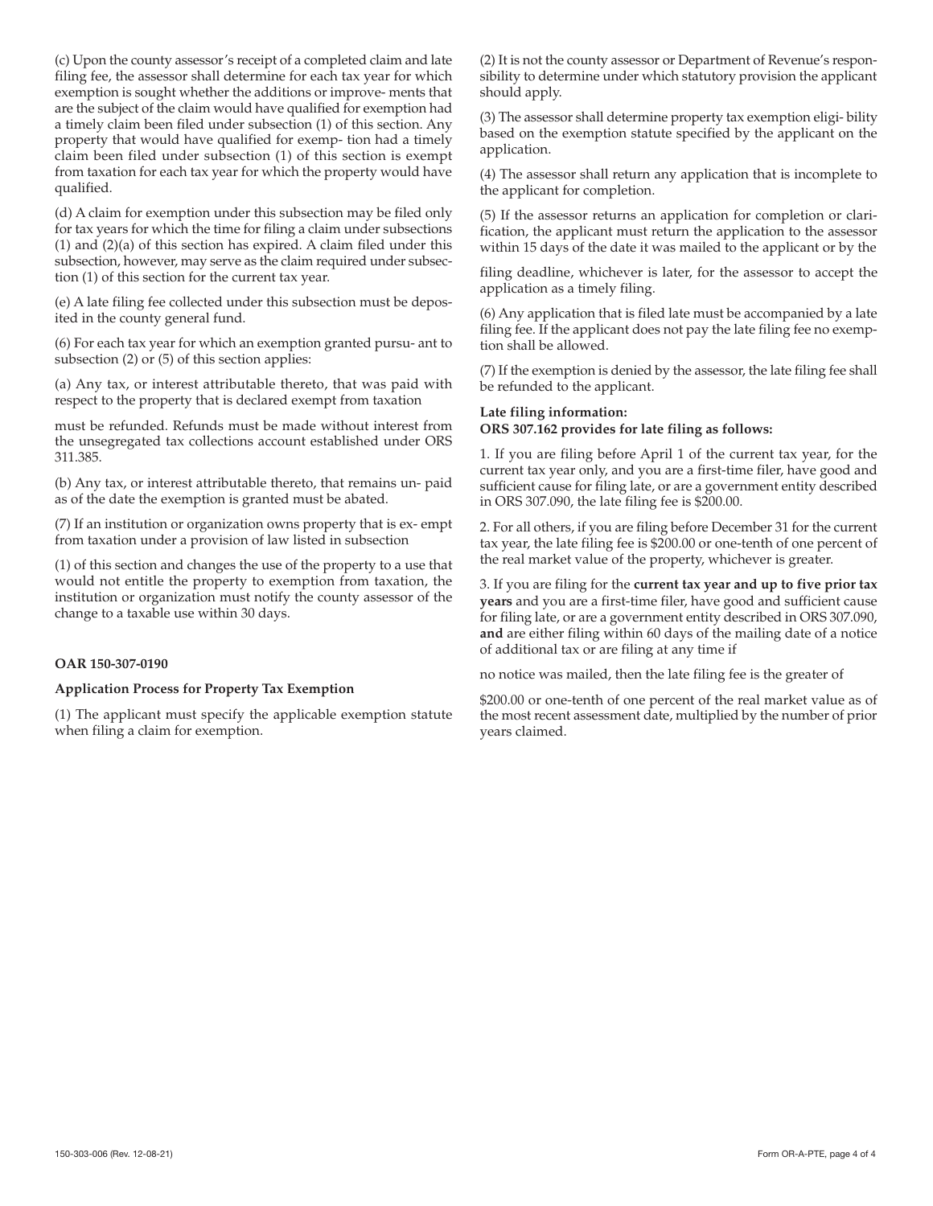(c) Upon the county assessor's receipt of a completed claim and late filing fee, the assessor shall determine for each tax year for which exemption is sought whether the additions or improvements that are the subject of the claim would have qualified for exemption had a timely claim been filed under subsection (1) of this section. Any property that would have qualified for exemption had a timely claim been filed under subsection (1) of this section is exempt from taxation for each tax year for which the property would have qualified.

(d) A claim for exemption under this subsection may be filed only for tax years for which the time for filing a claim under subsections (1) and (2)(a) of this section has expired. A claim filed under this subsection, however, may serve as the claim required under subsection (1) of this section for the current tax year.

(e) A late filing fee collected under this subsection must be deposited in the county general fund.

(6) For each tax year for which an exemption granted pursuant to subsection (2) or (5) of this section applies:

(a) Any tax, or interest attributable thereto, that was paid with respect to the property that is declared exempt from taxation must be refunded. Refunds must be made without interest from the unsegregated tax collections account established under ORS 311.385.

(b) Any tax, or interest attributable thereto, that remains unpaid as of the date the exemption is granted must be abated.

(7) If an institution or organization owns property that is exempt from taxation under a provision of law listed in subsection (1) of this section and changes the use of the property to a use that would not entitle the property to exemption from taxation, the institution or organization must notify the county assessor of the change to a taxable use within 30 days.

**OAR 150-307-0190**

**Application Process for Property Tax Exemption**

(1) The applicant must specify the applicable exemption statute when filing a claim for exemption.

(2) It is not the county assessor or Department of Revenue's responsibility to determine under which statutory provision the applicant should apply.

(3) The assessor shall determine property tax exemption eligibility based on the exemption statute specified by the applicant on the application.

(4) The assessor shall return any application that is incomplete to the applicant for completion.

(5) If the assessor returns an application for completion or clarification, the applicant must return the application to the assessor within 15 days of the date it was mailed to the applicant or by the filing deadline, whichever is later, for the assessor to accept the application as a timely filing.

(6) Any application that is filed late must be accompanied by a late filing fee. If the applicant does not pay the late filing fee no exemption shall be allowed.

(7) If the exemption is denied by the assessor, the late filing fee shall be refunded to the applicant.

**Late filing information:**
**ORS 307.162 provides for late filing as follows:**

1. If you are filing before April 1 of the current tax year, for the current tax year only, and you are a first-time filer, have good and sufficient cause for filing late, or are a government entity described in ORS 307.090, the late filing fee is $200.00.

2. For all others, if you are filing before December 31 for the current tax year, the late filing fee is $200.00 or one-tenth of one percent of the real market value of the property, whichever is greater.

3. If you are filing for the **current tax year and up to five prior tax years** and you are a first-time filer, have good and sufficient cause for filing late, or are a government entity described in ORS 307.090, **and** are either filing within 60 days of the mailing date of a notice of additional tax or are filing at any time if no notice was mailed, then the late filing fee is the greater of $200.00 or one-tenth of one percent of the real market value as of the most recent assessment date, multiplied by the number of prior years claimed.